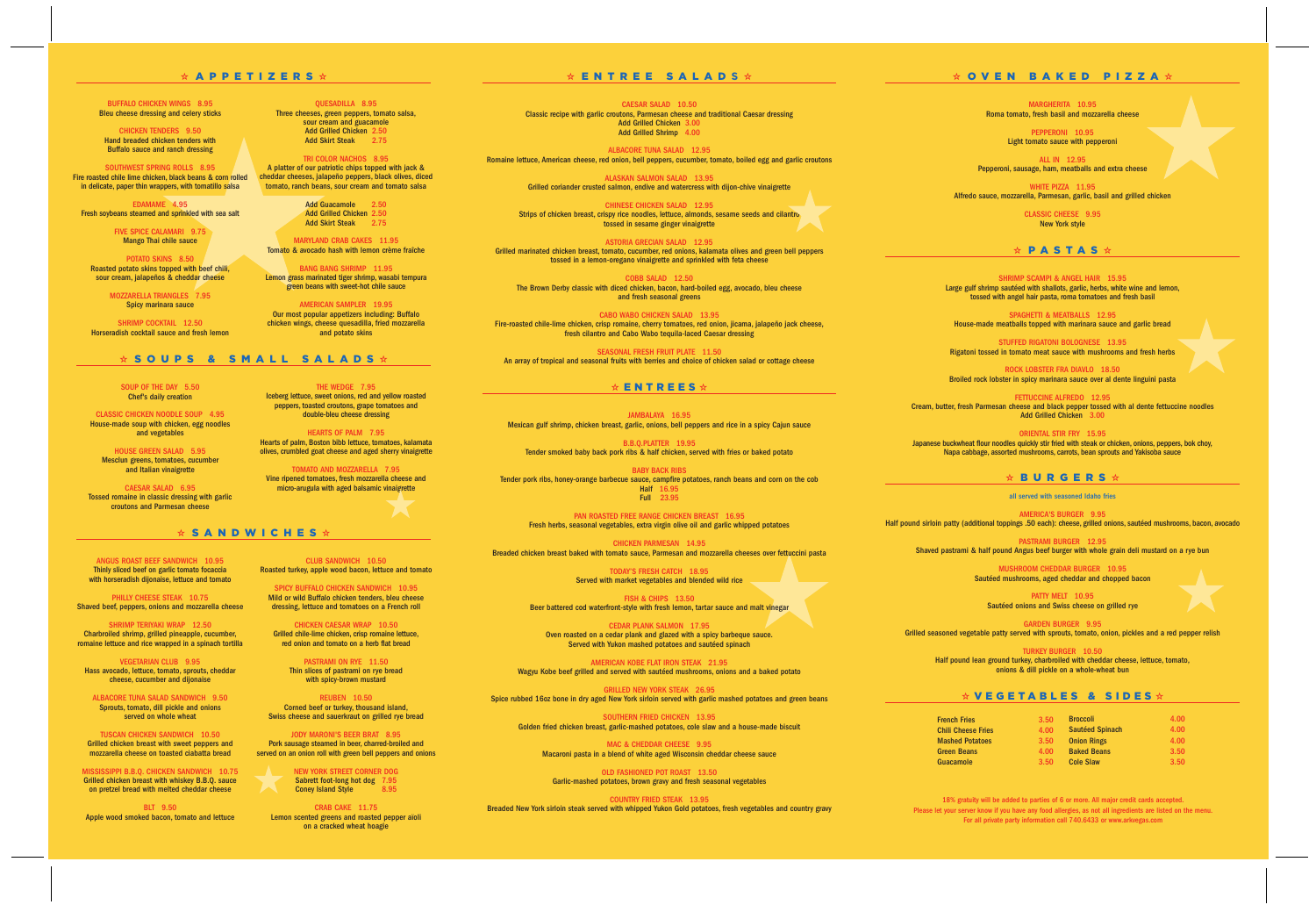## ☆ APPETIZERS ☆

**BUFFALO CHICKEN WINGS 8.95**
Bleu cheese dressing and celery sticks

**CHICKEN TENDERS 9.50**
Hand breaded chicken tenders with Buffalo sauce and ranch dressing

**SOUTHWEST SPRING ROLLS 8.95**
Fire roasted chile lime chicken, black beans & corn rolled in delicate, paper thin wrappers, with tomatillo salsa

**EDAMAME 4.95**
Fresh soybeans steamed and sprinkled with sea salt

**FIVE SPICE CALAMARI 9.75**
Mango Thai chile sauce

**POTATO SKINS 8.50**
Roasted potato skins topped with beef chili, sour cream, jalapeños & cheddar cheese

**MOZZARELLA TRIANGLES 7.95**
Spicy marinara sauce

**SHRIMP COCKTAIL 12.50**
Horseradish cocktail sauce and fresh lemon

**QUESADILLA 8.95**
Three cheeses, green peppers, tomato salsa, sour cream and guacamole
Add Grilled Chicken 2.50
Add Skirt Steak 2.75

**TRI COLOR NACHOS 8.95**
A platter of our patriotic chips topped with jack & cheddar cheeses, jalapeño peppers, black olives, diced tomato, ranch beans, sour cream and tomato salsa
Add Guacamole 2.50
Add Grilled Chicken 2.50
Add Skirt Steak 2.75

**MARYLAND CRAB CAKES 11.95**
Tomato & avocado hash with lemon crème fraîche

**BANG BANG SHRIMP 11.95**
Lemon grass marinated tiger shrimp, wasabi tempura green beans with sweet-hot chile sauce

**AMERICAN SAMPLER 19.95**
Our most popular appetizers including: Buffalo chicken wings, cheese quesadilla, fried mozzarella and potato skins

## ☆ SOUPS & SMALL SALADS ☆

**SOUP OF THE DAY 5.50**
Chef's daily creation

**CLASSIC CHICKEN NOODLE SOUP 4.95**
House-made soup with chicken, egg noodles and vegetables

**HOUSE GREEN SALAD 5.95**
Mesclun greens, tomatoes, cucumber and Italian vinaigrette

**CAESAR SALAD 6.95**
Tossed romaine in classic dressing with garlic croutons and Parmesan cheese

**THE WEDGE 7.95**
Iceberg lettuce, sweet onions, red and yellow roasted peppers, toasted croutons, grape tomatoes and double-bleu cheese dressing

**HEARTS OF PALM 7.95**
Hearts of palm, Boston bibb lettuce, tomatoes, kalamata olives, crumbled goat cheese and aged sherry vinaigrette

**TOMATO AND MOZZARELLA 7.95**
Vine ripened tomatoes, fresh mozzarella cheese and micro-arugula with aged balsamic vinaigrette

## ☆ SANDWICHES ☆

**ANGUS ROAST BEEF SANDWICH 10.95**
Thinly sliced beef on garlic tomato focaccia with horseradish dijonaise, lettuce and tomato

**PHILLY CHEESE STEAK 10.75**
Shaved beef, peppers, onions and mozzarella cheese

**SHRIMP TERIYAKI WRAP 12.50**
Charbroiled shrimp, grilled pineapple, cucumber, romaine lettuce and rice wrapped in a spinach tortilla

**VEGETARIAN CLUB 9.95**
Hass avocado, lettuce, tomato, sprouts, cheddar cheese, cucumber and dijonaise

**ALBACORE TUNA SALAD SANDWICH 9.50**
Sprouts, tomato, dill pickle and onions served on whole wheat

**TUSCAN CHICKEN SANDWICH 10.50**
Grilled chicken breast with sweet peppers and mozzarella cheese on toasted ciabatta bread

**MISSISSIPPI B.B.Q. CHICKEN SANDWICH 10.75**
Grilled chicken breast with whiskey B.B.Q. sauce on pretzel bread with melted cheddar cheese

**BLT 9.50**
Apple wood smoked bacon, tomato and lettuce

**CLUB SANDWICH 10.50**
Roasted turkey, apple wood bacon, lettuce and tomato

**SPICY BUFFALO CHICKEN SANDWICH 10.95**
Mild or wild Buffalo chicken tenders, bleu cheese dressing, lettuce and tomatoes on a French roll

**CHICKEN CAESAR WRAP 10.50**
Grilled chile-lime chicken, crisp romaine lettuce, red onion and tomato on a herb flat bread

**PASTRAMI ON RYE 11.50**
Thin slices of pastrami on rye bread with spicy-brown mustard

**REUBEN 10.50**
Corned beef or turkey, thousand island, Swiss cheese and sauerkraut on grilled rye bread

**JODY MARONI'S BEER BRAT 8.95**
Pork sausage steamed in beer, charred-broiled and served on an onion roll with green bell peppers and onions

**NEW YORK STREET CORNER DOG**
Sabrett foot-long hot dog 7.95
Coney Island Style 8.95

**CRAB CAKE 11.75**
Lemon scented greens and roasted pepper aioli on a cracked wheat hoagie

## ☆ ENTREE SALADS ☆

**CAESAR SALAD 10.50**
Classic recipe with garlic croutons, Parmesan cheese and traditional Caesar dressing
Add Grilled Chicken 3.00
Add Grilled Shrimp 4.00

**ALBACORE TUNA SALAD 12.95**
Romaine lettuce, American cheese, red onion, bell peppers, cucumber, tomato, boiled egg and garlic croutons

**ALASKAN SALMON SALAD 13.95**
Grilled coriander crusted salmon, endive and watercress with dijon-chive vinaigrette

**CHINESE CHICKEN SALAD 12.95**
Strips of chicken breast, crispy rice noodles, lettuce, almonds, sesame seeds and cilantro tossed in sesame ginger vinaigrette

**ASTORIA GRECIAN SALAD 12.95**
Grilled marinated chicken breast, tomato, cucumber, red onions, kalamata olives and green bell peppers tossed in a lemon-oregano vinaigrette and sprinkled with feta cheese

**COBB SALAD 12.50**
The Brown Derby classic with diced chicken, bacon, hard-boiled egg, avocado, bleu cheese and fresh seasonal greens

**CABO WABO CHICKEN SALAD 13.95**
Fire-roasted chile-lime chicken, crisp romaine, cherry tomatoes, red onion, jicama, jalapeño jack cheese, fresh cilantro and Cabo Wabo tequila-laced Caesar dressing

**SEASONAL FRESH FRUIT PLATE 11.50**
An array of tropical and seasonal fruits with berries and choice of chicken salad or cottage cheese

## ☆ ENTREES ☆

**JAMBALAYA 16.95**
Mexican gulf shrimp, chicken breast, garlic, onions, bell peppers and rice in a spicy Cajun sauce

**B.B.Q.PLATTER 19.95**
Tender smoked baby back pork ribs & half chicken, served with fries or baked potato

**BABY BACK RIBS**
Tender pork ribs, honey-orange barbecue sauce, campfire potatoes, ranch beans and corn on the cob
Half 16.95
Full 23.95

**PAN ROASTED FREE RANGE CHICKEN BREAST 16.95**
Fresh herbs, seasonal vegetables, extra virgin olive oil and garlic whipped potatoes

**CHICKEN PARMESAN 14.95**
Breaded chicken breast baked with tomato sauce, Parmesan and mozzarella cheeses over fettuccini pasta

**TODAY'S FRESH CATCH 18.95**
Served with market vegetables and blended wild rice

**FISH & CHIPS 13.50**
Beer battered cod waterfront-style with fresh lemon, tartar sauce and malt vinegar

**CEDAR PLANK SALMON 17.95**
Oven roasted on a cedar plank and glazed with a spicy barbeque sauce. Served with Yukon mashed potatoes and sautéed spinach

**AMERICAN KOBE FLAT IRON STEAK 21.95**
Wagyu Kobe beef grilled and served with sautéed mushrooms, onions and a baked potato

**GRILLED NEW YORK STEAK 26.95**
Spice rubbed 16oz bone in dry aged New York sirloin served with garlic mashed potatoes and green beans

**SOUTHERN FRIED CHICKEN 13.95**
Golden fried chicken breast, garlic-mashed potatoes, cole slaw and a house-made biscuit

**MAC & CHEDDAR CHEESE 9.95**
Macaroni pasta in a blend of white aged Wisconsin cheddar cheese sauce

**OLD FASHIONED POT ROAST 13.50**
Garlic-mashed potatoes, brown gravy and fresh seasonal vegetables

**COUNTRY FRIED STEAK 13.95**
Breaded New York sirloin steak served with whipped Yukon Gold potatoes, fresh vegetables and country gravy

## ☆ OVEN BAKED PIZZA ☆

**MARGHERITA 10.95**
Roma tomato, fresh basil and mozzarella cheese

**PEPPERONI 10.95**
Light tomato sauce with pepperoni

**ALL IN 12.95**
Pepperoni, sausage, ham, meatballs and extra cheese

**WHITE PIZZA 11.95**
Alfredo sauce, mozzarella, Parmesan, garlic, basil and grilled chicken

**CLASSIC CHEESE 9.95**
New York style

## ☆ PASTAS ☆

**SHRIMP SCAMPI & ANGEL HAIR 15.95**
Large gulf shrimp sautéed with shallots, garlic, herbs, white wine and lemon, tossed with angel hair pasta, roma tomatoes and fresh basil

**SPAGHETTI & MEATBALLS 12.95**
House-made meatballs topped with marinara sauce and garlic bread

**STUFFED RIGATONI BOLOGNESE 13.95**
Rigatoni tossed in tomato meat sauce with mushrooms and fresh herbs

**ROCK LOBSTER FRA DIAVLO 18.50**
Broiled rock lobster in spicy marinara sauce over al dente linguini pasta

**FETTUCCINE ALFREDO 12.95**
Cream, butter, fresh Parmesan cheese and black pepper tossed with al dente fettuccine noodles
Add Grilled Chicken 3.00

**ORIENTAL STIR FRY 15.95**
Japanese buckwheat flour noodles quickly stir fried with steak or chicken, onions, peppers, bok choy, Napa cabbage, assorted mushrooms, carrots, bean sprouts and Yakisoba sauce

## ☆ BURGERS ☆

all served with seasoned Idaho fries

**AMERICA'S BURGER 9.95**
Half pound sirloin patty (additional toppings .50 each): cheese, grilled onions, sautéed mushrooms, bacon, avocado

**PASTRAMI BURGER 12.95**
Shaved pastrami & half pound Angus beef burger with whole grain deli mustard on a rye bun

**MUSHROOM CHEDDAR BURGER 10.95**
Sautéed mushrooms, aged cheddar and chopped bacon

**PATTY MELT 10.95**
Sautéed onions and Swiss cheese on grilled rye

**GARDEN BURGER 9.95**
Grilled seasoned vegetable patty served with sprouts, tomato, onion, pickles and a red pepper relish

**TURKEY BURGER 10.50**
Half pound lean ground turkey, charbroiled with cheddar cheese, lettuce, tomato, onions & dill pickle on a whole-wheat bun

## ☆ VEGETABLES & SIDES ☆

| | | | |
|---|---|---|---|
| French Fries | 3.50 | Broccoli | 4.00 |
| Chili Cheese Fries | 4.00 | Sautéed Spinach | 4.00 |
| Mashed Potatoes | 3.50 | Onion Rings | 4.00 |
| Green Beans | 4.00 | Baked Beans | 3.50 |
| Guacamole | 3.50 | Cole Slaw | 3.50 |

18% gratuity will be added to parties of 6 or more. All major credit cards accepted.
Please let your server know if you have any food allergies, as not all ingredients are listed on the menu.
For all private party information call 740.6433 or www.arkvegas.com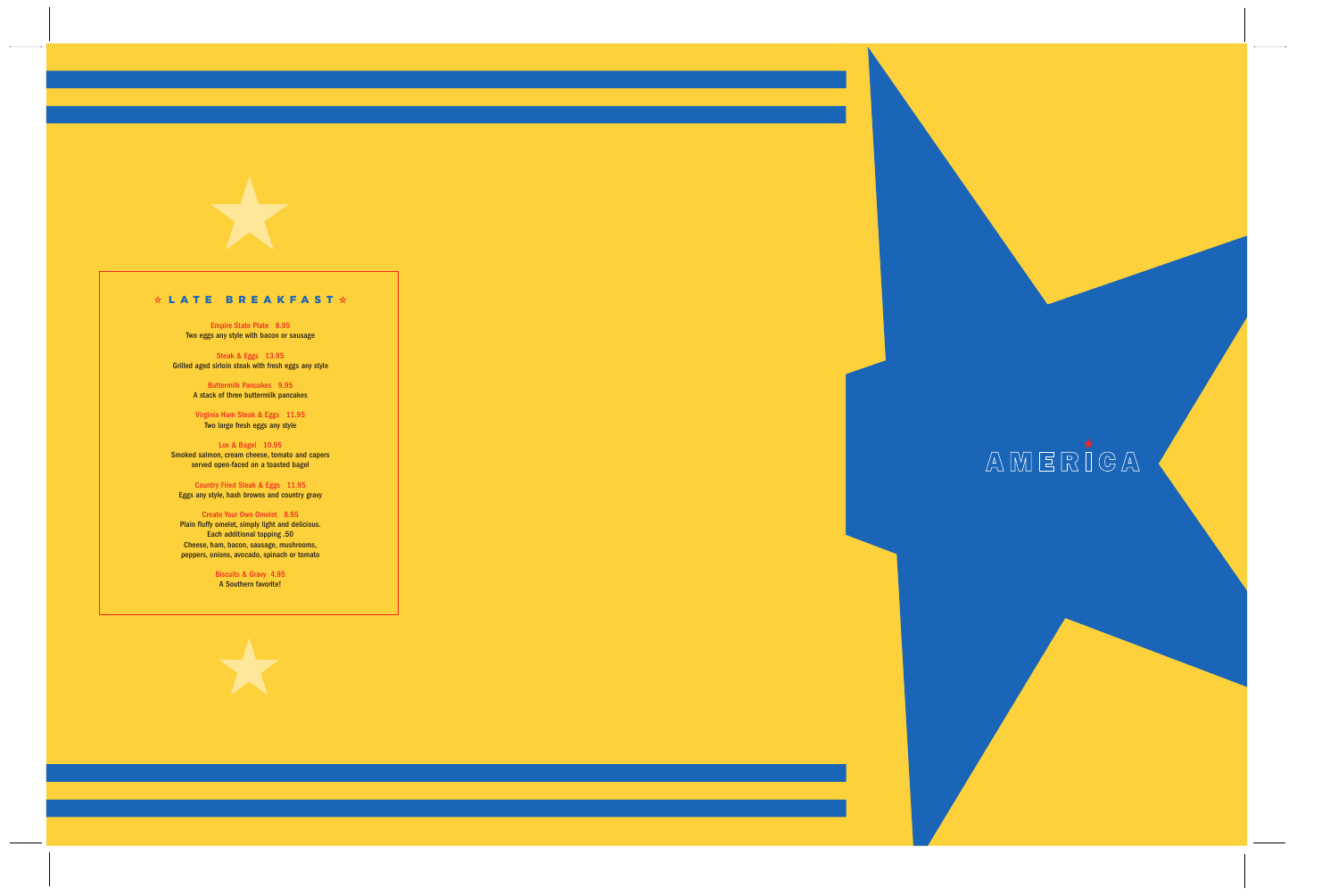## ☆ LATE BREAKFAST ☆

**Empire State Plate 8.95**
Two eggs any style with bacon or sausage

**Steak & Eggs 13.95**
Grilled aged sirloin steak with fresh eggs any style

**Buttermilk Pancakes 9.95**
A stack of three buttermilk pancakes

**Virginia Ham Steak & Eggs 11.95**
Two large fresh eggs any style

**Lox & Bagel 10.95**
Smoked salmon, cream cheese, tomato and capers
served open-faced on a toasted bagel

**Country Fried Steak & Eggs 11.95**
Eggs any style, hash browns and country gravy

**Create Your Own Omelet 8.95**
Plain fluffy omelet, simply light and delicious.
Each additional topping .50
Cheese, ham, bacon, sausage, mushrooms,
peppers, onions, avocado, spinach or tomato

**Biscuits & Gravy 4.95**
A Southern favorite!

AMERICA